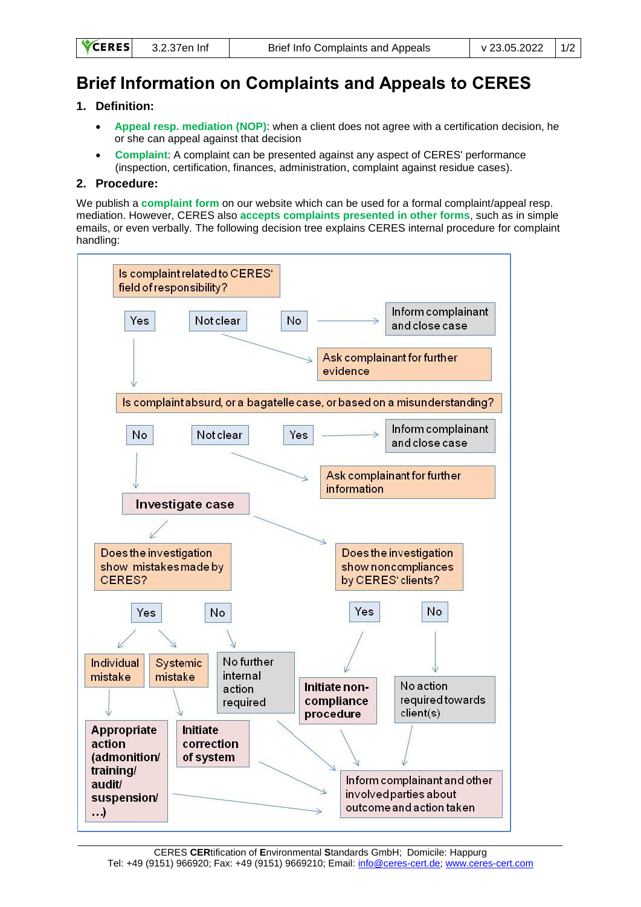# Brief Information on Complaints and Appeals to CERES

## 1. Definition:

- **Appeal resp. mediation (NOP)**: when a client does not agree with a certification decision, he or she can appeal against that decision
- **Complaint**: A complaint can be presented against any aspect of CERES' performance (inspection, certification, finances, administration, complaint against residue cases).

## 2. Procedure:

We publish a **complaint form** on our website which can be used for a formal complaint/appeal resp. mediation. However, CERES also **accepts complaints presented in other forms**, such as in simple emails, or even verbally. The following decision tree explains CERES internal procedure for complaint handling:

Is complaint related to CERES' field of responsibility?

- Yes → Is complaint absurd, or a bagatelle case, or based on a misunderstanding?
- Not clear → Ask complainant for further evidence
- No → Inform complainant and close case

Is complaint absurd, or a bagatelle case, or based on a misunderstanding?

- No → **Investigate case**
- Not clear → Ask complainant for further information
- Yes → Inform complainant and close case

**Investigate case**

- Does the investigation show mistakes made by CERES?
  - Yes → Individual mistake → **Appropriate action (admonition/ training/ audit/ suspension/ …)**
  - Yes → Systemic mistake → **Initiate correction of system**
  - No → No further internal action required
- Does the investigation show noncompliances by CERES' clients?
  - Yes → **Initiate non-compliance procedure**
  - No → No action required towards client(s)

All outcomes → Inform complainant and other involved parties about outcome and action taken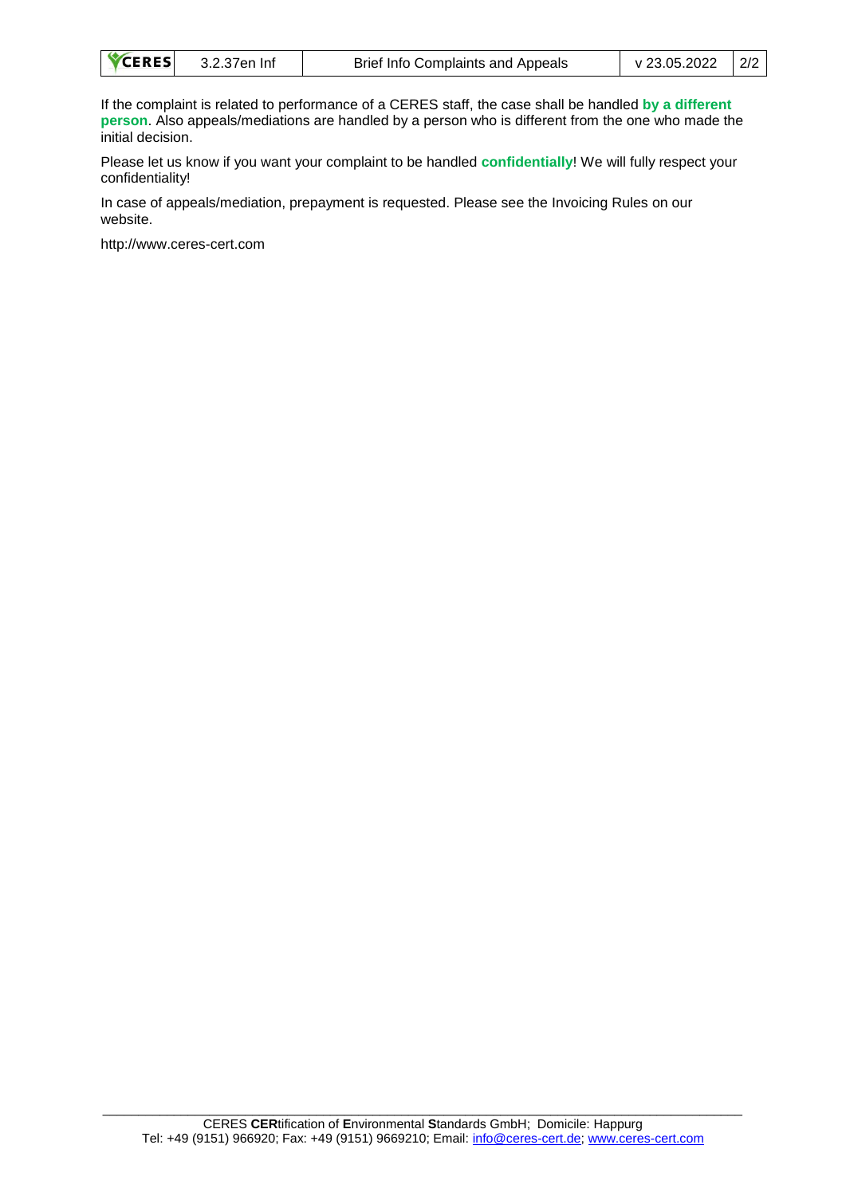If the complaint is related to performance of a CERES staff, the case shall be handled **by a different person**. Also appeals/mediations are handled by a person who is different from the one who made the initial decision.

Please let us know if you want your complaint to be handled **confidentially**! We will fully respect your confidentiality!

In case of appeals/mediation, prepayment is requested. Please see the Invoicing Rules on our website.

http://www.ceres-cert.com